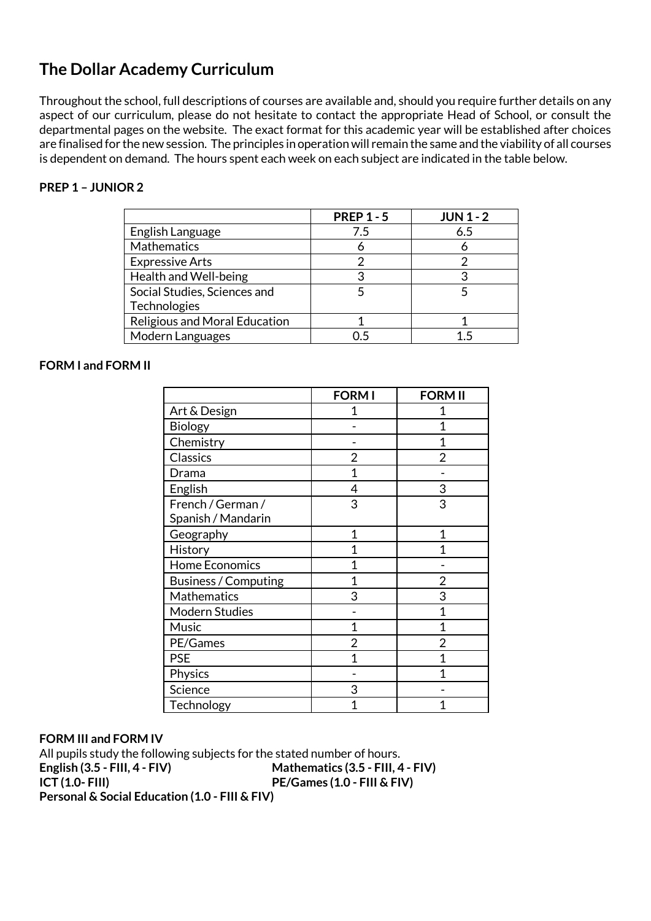# The Dollar Academy Curriculum

Throughout the school, full descriptions of courses are available and, should you require further details on any aspect of our curriculum, please do not hesitate to contact the appropriate Head of School, or consult the departmental pages on the website. The exact format for this academic year will be established after choices are finalised for the new session. The principles in operation will remain the same and the viability of all courses is dependent on demand. The hours spent each week on each subject are indicated in the table below.

**PREP 1 – JUNIOR 2**

| | PREP 1 - 5 | JUN 1 - 2 |
|---|---|---|
| English Language | 7.5 | 6.5 |
| Mathematics | 6 | 6 |
| Expressive Arts | 2 | 2 |
| Health and Well-being | 3 | 3 |
| Social Studies, Sciences and Technologies | 5 | 5 |
| Religious and Moral Education | 1 | 1 |
| Modern Languages | 0.5 | 1.5 |

**FORM I and FORM II**

| | FORM I | FORM II |
|---|---|---|
| Art & Design | 1 | 1 |
| Biology | - | 1 |
| Chemistry | - | 1 |
| Classics | 2 | 2 |
| Drama | 1 | - |
| English | 4 | 3 |
| French / German / Spanish / Mandarin | 3 | 3 |
| Geography | 1 | 1 |
| History | 1 | 1 |
| Home Economics | 1 | - |
| Business / Computing | 1 | 2 |
| Mathematics | 3 | 3 |
| Modern Studies | - | 1 |
| Music | 1 | 1 |
| PE/Games | 2 | 2 |
| PSE | 1 | 1 |
| Physics | - | 1 |
| Science | 3 | - |
| Technology | 1 | 1 |

**FORM III and FORM IV**

All pupils study the following subjects for the stated number of hours.

**English (3.5 - FIII, 4 - FIV)**
**Mathematics (3.5 - FIII, 4 - FIV)**
**ICT (1.0- FIII)**
**PE/Games (1.0 - FIII & FIV)**
**Personal & Social Education (1.0 - FIII & FIV)**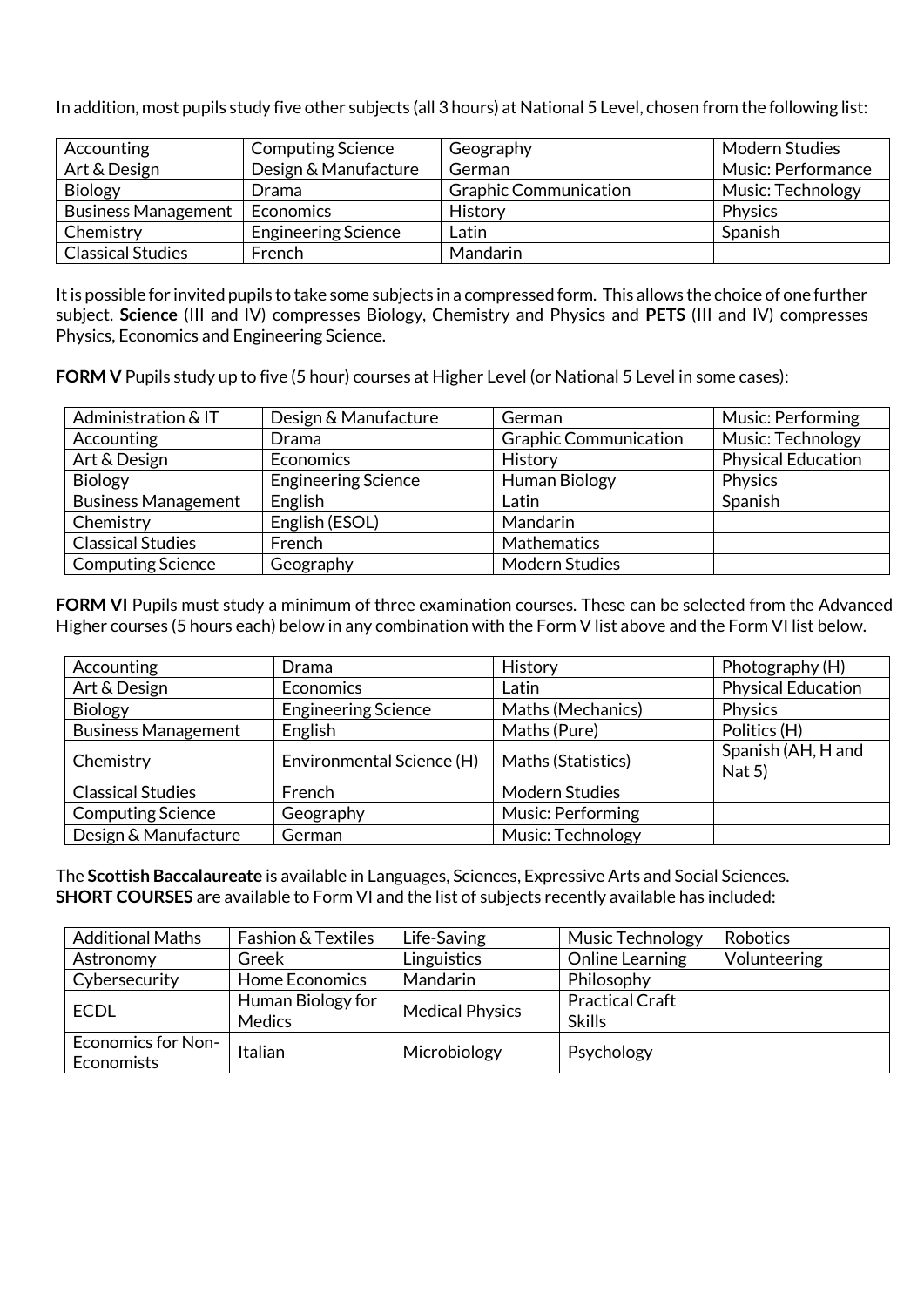In addition, most pupils study five other subjects (all 3 hours) at National 5 Level, chosen from the following list:

| | | | |
|---|---|---|---|
| Accounting | Computing Science | Geography | Modern Studies |
| Art & Design | Design & Manufacture | German | Music: Performance |
| Biology | Drama | Graphic Communication | Music: Technology |
| Business Management | Economics | History | Physics |
| Chemistry | Engineering Science | Latin | Spanish |
| Classical Studies | French | Mandarin | |

It is possible for invited pupils to take some subjects in a compressed form. This allows the choice of one further subject. **Science** (III and IV) compresses Biology, Chemistry and Physics and **PETS** (III and IV) compresses Physics, Economics and Engineering Science.

**FORM V** Pupils study up to five (5 hour) courses at Higher Level (or National 5 Level in some cases):

| | | | |
|---|---|---|---|
| Administration & IT | Design & Manufacture | German | Music: Performing |
| Accounting | Drama | Graphic Communication | Music: Technology |
| Art & Design | Economics | History | Physical Education |
| Biology | Engineering Science | Human Biology | Physics |
| Business Management | English | Latin | Spanish |
| Chemistry | English (ESOL) | Mandarin | |
| Classical Studies | French | Mathematics | |
| Computing Science | Geography | Modern Studies | |

**FORM VI** Pupils must study a minimum of three examination courses. These can be selected from the Advanced Higher courses (5 hours each) below in any combination with the Form V list above and the Form VI list below.

| | | | |
|---|---|---|---|
| Accounting | Drama | History | Photography (H) |
| Art & Design | Economics | Latin | Physical Education |
| Biology | Engineering Science | Maths (Mechanics) | Physics |
| Business Management | English | Maths (Pure) | Politics (H) |
| Chemistry | Environmental Science (H) | Maths (Statistics) | Spanish (AH, H and Nat 5) |
| Classical Studies | French | Modern Studies | |
| Computing Science | Geography | Music: Performing | |
| Design & Manufacture | German | Music: Technology | |

The **Scottish Baccalaureate** is available in Languages, Sciences, Expressive Arts and Social Sciences.
**SHORT COURSES** are available to Form VI and the list of subjects recently available has included:

| | | | | |
|---|---|---|---|---|
| Additional Maths | Fashion & Textiles | Life-Saving | Music Technology | Robotics |
| Astronomy | Greek | Linguistics | Online Learning | Volunteering |
| Cybersecurity | Home Economics | Mandarin | Philosophy | |
| ECDL | Human Biology for Medics | Medical Physics | Practical Craft Skills | |
| Economics for Non-Economists | Italian | Microbiology | Psychology | |